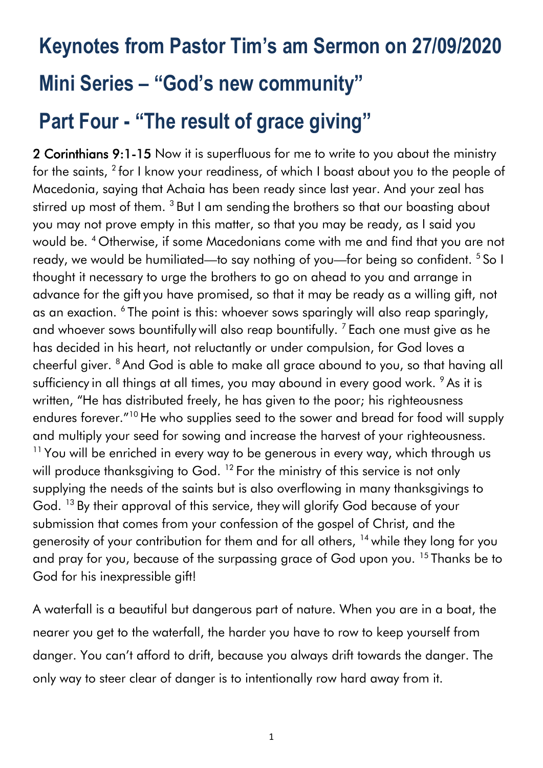# Keynotes from Pastor Tim's am Sermon on 27/09/2020

# Mini Series – "God's new community"

# Part Four - "The result of grace giving"

**2 Corinthians 9:1-15** Now it is superfluous for me to write to you about the ministry for the saints, [2] for I know your readiness, of which I boast about you to the people of Macedonia, saying that Achaia has been ready since last year. And your zeal has stirred up most of them. [3] But I am sending the brothers so that our boasting about you may not prove empty in this matter, so that you may be ready, as I said you would be. [4] Otherwise, if some Macedonians come with me and find that you are not ready, we would be humiliated—to say nothing of you—for being so confident. [5] So I thought it necessary to urge the brothers to go on ahead to you and arrange in advance for the gift you have promised, so that it may be ready as a willing gift, not as an exaction. [6] The point is this: whoever sows sparingly will also reap sparingly, and whoever sows bountifully will also reap bountifully. [7] Each one must give as he has decided in his heart, not reluctantly or under compulsion, for God loves a cheerful giver. [8] And God is able to make all grace abound to you, so that having all sufficiency in all things at all times, you may abound in every good work. [9] As it is written, "He has distributed freely, he has given to the poor; his righteousness endures forever."[10] He who supplies seed to the sower and bread for food will supply and multiply your seed for sowing and increase the harvest of your righteousness. [11] You will be enriched in every way to be generous in every way, which through us will produce thanksgiving to God. [12] For the ministry of this service is not only supplying the needs of the saints but is also overflowing in many thanksgivings to God. [13] By their approval of this service, they will glorify God because of your submission that comes from your confession of the gospel of Christ, and the generosity of your contribution for them and for all others, [14] while they long for you and pray for you, because of the surpassing grace of God upon you. [15] Thanks be to God for his inexpressible gift!

A waterfall is a beautiful but dangerous part of nature. When you are in a boat, the nearer you get to the waterfall, the harder you have to row to keep yourself from danger. You can't afford to drift, because you always drift towards the danger. The only way to steer clear of danger is to intentionally row hard away from it.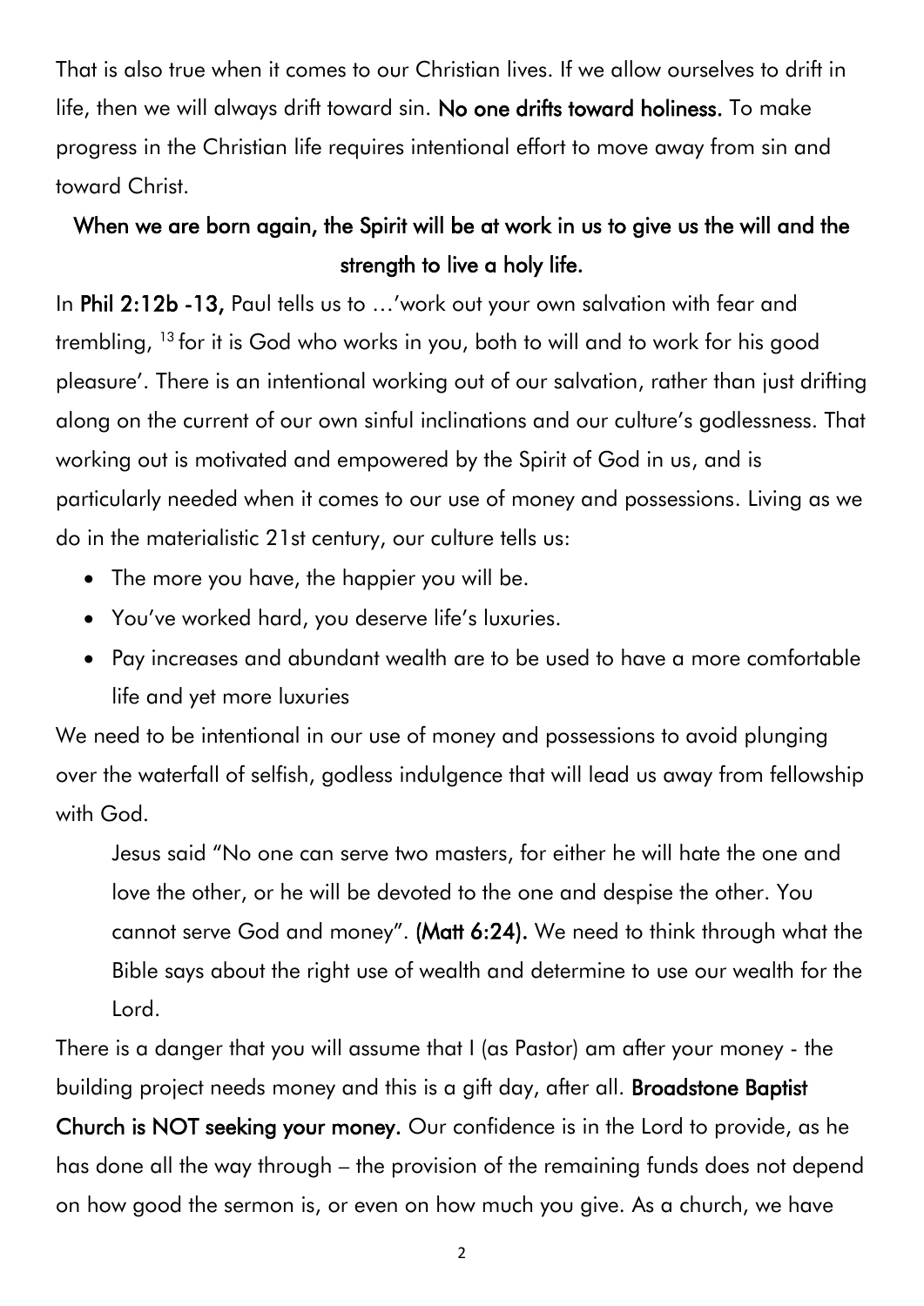That is also true when it comes to our Christian lives. If we allow ourselves to drift in life, then we will always drift toward sin. **No one drifts toward holiness.** To make progress in the Christian life requires intentional effort to move away from sin and toward Christ.

**When we are born again, the Spirit will be at work in us to give us the will and the strength to live a holy life.**

In **Phil 2:12b -13,** Paul tells us to …'work out your own salvation with fear and trembling, [13] for it is God who works in you, both to will and to work for his good pleasure'. There is an intentional working out of our salvation, rather than just drifting along on the current of our own sinful inclinations and our culture's godlessness. That working out is motivated and empowered by the Spirit of God in us, and is particularly needed when it comes to our use of money and possessions. Living as we do in the materialistic 21st century, our culture tells us:

- The more you have, the happier you will be.
- You've worked hard, you deserve life's luxuries.
- Pay increases and abundant wealth are to be used to have a more comfortable life and yet more luxuries

We need to be intentional in our use of money and possessions to avoid plunging over the waterfall of selfish, godless indulgence that will lead us away from fellowship with God.

> Jesus said "No one can serve two masters, for either he will hate the one and love the other, or he will be devoted to the one and despise the other. You cannot serve God and money". **(Matt 6:24).** We need to think through what the Bible says about the right use of wealth and determine to use our wealth for the Lord.

There is a danger that you will assume that I (as Pastor) am after your money - the building project needs money and this is a gift day, after all. **Broadstone Baptist Church is NOT seeking your money.** Our confidence is in the Lord to provide, as he has done all the way through – the provision of the remaining funds does not depend on how good the sermon is, or even on how much you give. As a church, we have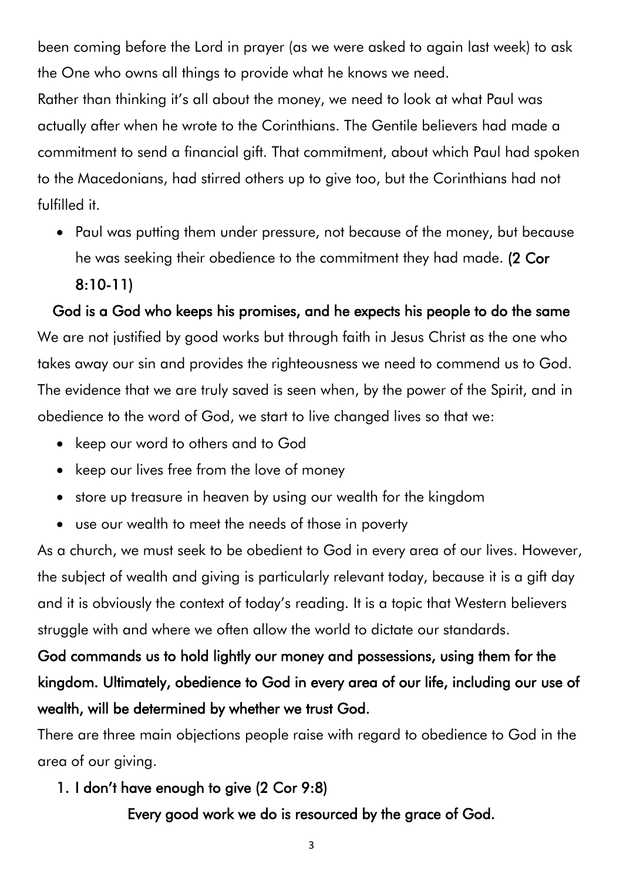been coming before the Lord in prayer (as we were asked to again last week) to ask the One who owns all things to provide what he knows we need.

Rather than thinking it's all about the money, we need to look at what Paul was actually after when he wrote to the Corinthians. The Gentile believers had made a commitment to send a financial gift. That commitment, about which Paul had spoken to the Macedonians, had stirred others up to give too, but the Corinthians had not fulfilled it.

- Paul was putting them under pressure, not because of the money, but because he was seeking their obedience to the commitment they had made. **(2 Cor 8:10-11)**

**God is a God who keeps his promises, and he expects his people to do the same**

We are not justified by good works but through faith in Jesus Christ as the one who takes away our sin and provides the righteousness we need to commend us to God. The evidence that we are truly saved is seen when, by the power of the Spirit, and in obedience to the word of God, we start to live changed lives so that we:

- keep our word to others and to God
- keep our lives free from the love of money
- store up treasure in heaven by using our wealth for the kingdom
- use our wealth to meet the needs of those in poverty

As a church, we must seek to be obedient to God in every area of our lives. However, the subject of wealth and giving is particularly relevant today, because it is a gift day and it is obviously the context of today's reading. It is a topic that Western believers struggle with and where we often allow the world to dictate our standards.

**God commands us to hold lightly our money and possessions, using them for the kingdom. Ultimately, obedience to God in every area of our life, including our use of wealth, will be determined by whether we trust God.**

There are three main objections people raise with regard to obedience to God in the area of our giving.

1. **I don't have enough to give (2 Cor 9:8)**

**Every good work we do is resourced by the grace of God.**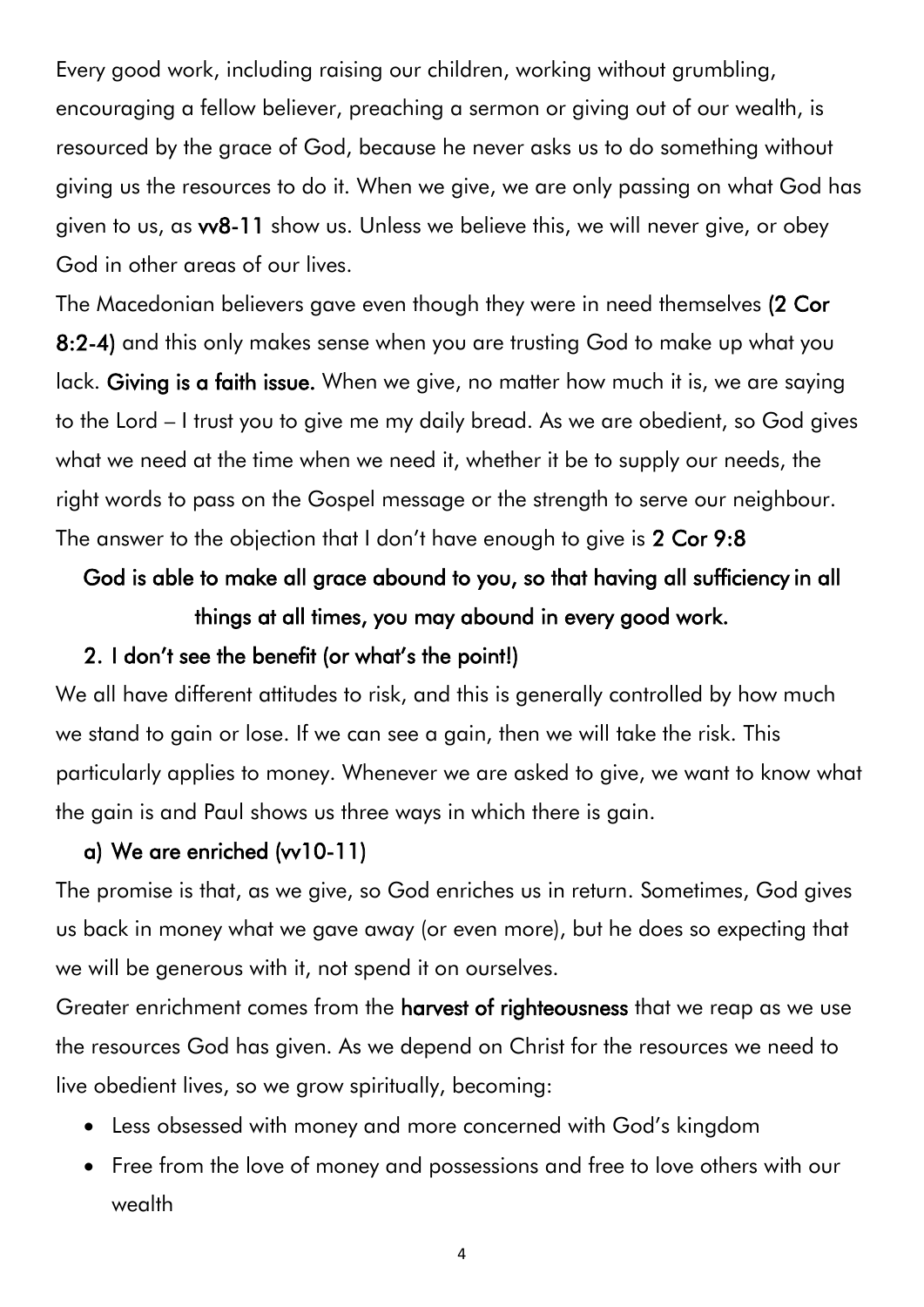Every good work, including raising our children, working without grumbling, encouraging a fellow believer, preaching a sermon or giving out of our wealth, is resourced by the grace of God, because he never asks us to do something without giving us the resources to do it. When we give, we are only passing on what God has given to us, as **vv8-11** show us. Unless we believe this, we will never give, or obey God in other areas of our lives.

The Macedonian believers gave even though they were in need themselves **(2 Cor 8:2-4)** and this only makes sense when you are trusting God to make up what you lack. **Giving is a faith issue.** When we give, no matter how much it is, we are saying to the Lord – I trust you to give me my daily bread. As we are obedient, so God gives what we need at the time when we need it, whether it be to supply our needs, the right words to pass on the Gospel message or the strength to serve our neighbour. The answer to the objection that I don't have enough to give is **2 Cor 9:8**

**God is able to make all grace abound to you, so that having all sufficiency in all things at all times, you may abound in every good work.**

### 2. I don't see the benefit (or what's the point!)

We all have different attitudes to risk, and this is generally controlled by how much we stand to gain or lose. If we can see a gain, then we will take the risk. This particularly applies to money. Whenever we are asked to give, we want to know what the gain is and Paul shows us three ways in which there is gain.

#### a) We are enriched (vv10-11)

The promise is that, as we give, so God enriches us in return. Sometimes, God gives us back in money what we gave away (or even more), but he does so expecting that we will be generous with it, not spend it on ourselves.

Greater enrichment comes from the **harvest of righteousness** that we reap as we use the resources God has given. As we depend on Christ for the resources we need to live obedient lives, so we grow spiritually, becoming:

- Less obsessed with money and more concerned with God's kingdom
- Free from the love of money and possessions and free to love others with our wealth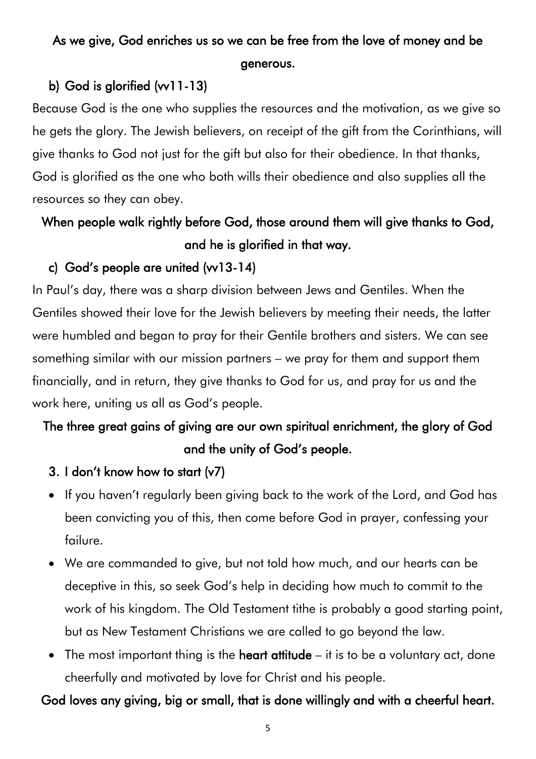**As we give, God enriches us so we can be free from the love of money and be generous.**

### b) God is glorified (vv11-13)

Because God is the one who supplies the resources and the motivation, as we give so he gets the glory. The Jewish believers, on receipt of the gift from the Corinthians, will give thanks to God not just for the gift but also for their obedience. In that thanks, God is glorified as the one who both wills their obedience and also supplies all the resources so they can obey.

**When people walk rightly before God, those around them will give thanks to God, and he is glorified in that way.**

### c) God's people are united (vv13-14)

In Paul's day, there was a sharp division between Jews and Gentiles. When the Gentiles showed their love for the Jewish believers by meeting their needs, the latter were humbled and began to pray for their Gentile brothers and sisters. We can see something similar with our mission partners – we pray for them and support them financially, and in return, they give thanks to God for us, and pray for us and the work here, uniting us all as God's people.

**The three great gains of giving are our own spiritual enrichment, the glory of God and the unity of God's people.**

### 3. I don't know how to start (v7)

- If you haven't regularly been giving back to the work of the Lord, and God has been convicting you of this, then come before God in prayer, confessing your failure.
- We are commanded to give, but not told how much, and our hearts can be deceptive in this, so seek God's help in deciding how much to commit to the work of his kingdom. The Old Testament tithe is probably a good starting point, but as New Testament Christians we are called to go beyond the law.
- The most important thing is the **heart attitude** – it is to be a voluntary act, done cheerfully and motivated by love for Christ and his people.

**God loves any giving, big or small, that is done willingly and with a cheerful heart.**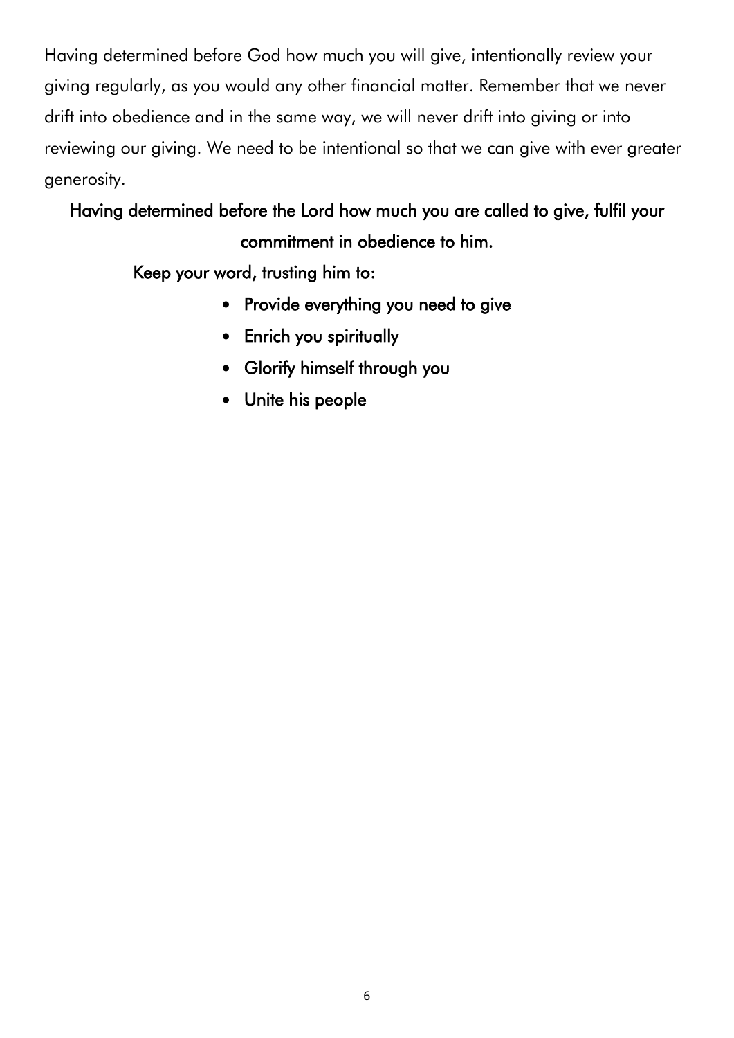Having determined before God how much you will give, intentionally review your giving regularly, as you would any other financial matter. Remember that we never drift into obedience and in the same way, we will never drift into giving or into reviewing our giving. We need to be intentional so that we can give with ever greater generosity.

**Having determined before the Lord how much you are called to give, fulfil your commitment in obedience to him.**

**Keep your word, trusting him to:**

- **Provide everything you need to give**
- **Enrich you spiritually**
- **Glorify himself through you**
- **Unite his people**